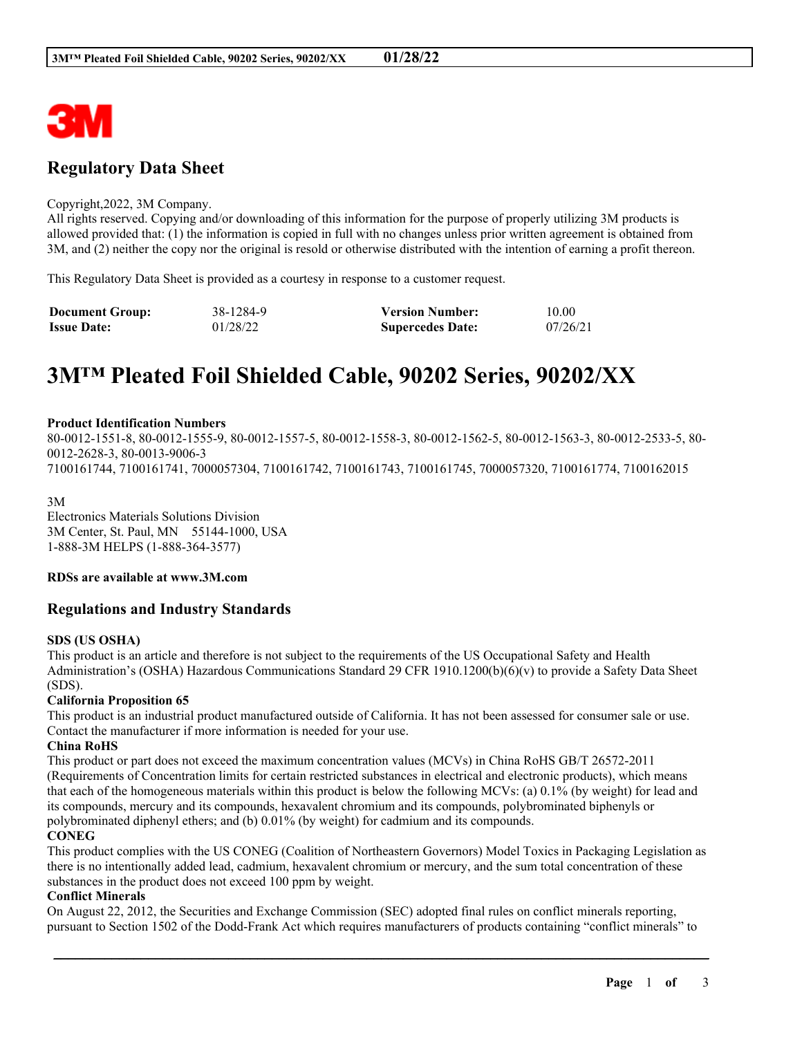3M

## Regulatory Data Sheet

Copyright,2022, 3M Company.
All rights reserved. Copying and/or downloading of this information for the purpose of properly utilizing 3M products is allowed provided that: (1) the information is copied in full with no changes unless prior written agreement is obtained from 3M, and (2) neither the copy nor the original is resold or otherwise distributed with the intention of earning a profit thereon.

This Regulatory Data Sheet is provided as a courtesy in response to a customer request.

| **Document Group:** | 38-1284-9 | **Version Number:** | 10.00 |
|---|---|---|---|
| **Issue Date:** | 01/28/22 | **Supercedes Date:** | 07/26/21 |

# 3M™ Pleated Foil Shielded Cable, 90202 Series, 90202/XX

**Product Identification Numbers**
80-0012-1551-8, 80-0012-1555-9, 80-0012-1557-5, 80-0012-1558-3, 80-0012-1562-5, 80-0012-1563-3, 80-0012-2533-5, 80-0012-2628-3, 80-0013-9006-3
7100161744, 7100161741, 7000057304, 7100161742, 7100161743, 7100161745, 7000057320, 7100161774, 7100162015

3M
Electronics Materials Solutions Division
3M Center, St. Paul, MN 55144-1000, USA
1-888-3M HELPS (1-888-364-3577)

**RDSs are available at www.3M.com**

## Regulations and Industry Standards

**SDS (US OSHA)**
This product is an article and therefore is not subject to the requirements of the US Occupational Safety and Health Administration's (OSHA) Hazardous Communications Standard 29 CFR 1910.1200(b)(6)(v) to provide a Safety Data Sheet (SDS).

**California Proposition 65**
This product is an industrial product manufactured outside of California. It has not been assessed for consumer sale or use. Contact the manufacturer if more information is needed for your use.

**China RoHS**
This product or part does not exceed the maximum concentration values (MCVs) in China RoHS GB/T 26572-2011 (Requirements of Concentration limits for certain restricted substances in electrical and electronic products), which means that each of the homogeneous materials within this product is below the following MCVs: (a) 0.1% (by weight) for lead and its compounds, mercury and its compounds, hexavalent chromium and its compounds, polybrominated biphenyls or polybrominated diphenyl ethers; and (b) 0.01% (by weight) for cadmium and its compounds.

**CONEG**
This product complies with the US CONEG (Coalition of Northeastern Governors) Model Toxics in Packaging Legislation as there is no intentionally added lead, cadmium, hexavalent chromium or mercury, and the sum total concentration of these substances in the product does not exceed 100 ppm by weight.

**Conflict Minerals**
On August 22, 2012, the Securities and Exchange Commission (SEC) adopted final rules on conflict minerals reporting, pursuant to Section 1502 of the Dodd-Frank Act which requires manufacturers of products containing "conflict minerals" to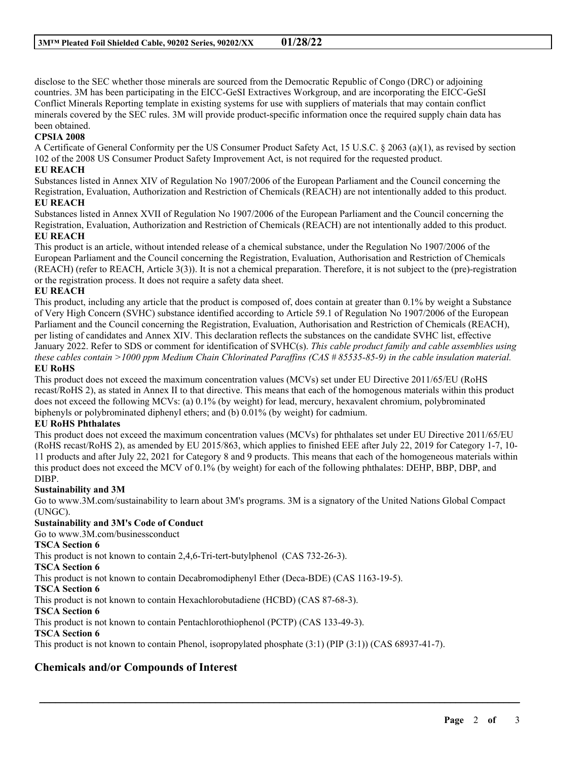disclose to the SEC whether those minerals are sourced from the Democratic Republic of Congo (DRC) or adjoining countries. 3M has been participating in the EICC-GeSI Extractives Workgroup, and are incorporating the EICC-GeSI Conflict Minerals Reporting template in existing systems for use with suppliers of materials that may contain conflict minerals covered by the SEC rules. 3M will provide product-specific information once the required supply chain data has been obtained.

**CPSIA 2008**

A Certificate of General Conformity per the US Consumer Product Safety Act, 15 U.S.C. § 2063 (a)(1), as revised by section 102 of the 2008 US Consumer Product Safety Improvement Act, is not required for the requested product.

**EU REACH**

Substances listed in Annex XIV of Regulation No 1907/2006 of the European Parliament and the Council concerning the Registration, Evaluation, Authorization and Restriction of Chemicals (REACH) are not intentionally added to this product.

**EU REACH**

Substances listed in Annex XVII of Regulation No 1907/2006 of the European Parliament and the Council concerning the Registration, Evaluation, Authorization and Restriction of Chemicals (REACH) are not intentionally added to this product.

**EU REACH**

This product is an article, without intended release of a chemical substance, under the Regulation No 1907/2006 of the European Parliament and the Council concerning the Registration, Evaluation, Authorisation and Restriction of Chemicals (REACH) (refer to REACH, Article 3(3)). It is not a chemical preparation. Therefore, it is not subject to the (pre)-registration or the registration process. It does not require a safety data sheet.

**EU REACH**

This product, including any article that the product is composed of, does contain at greater than 0.1% by weight a Substance of Very High Concern (SVHC) substance identified according to Article 59.1 of Regulation No 1907/2006 of the European Parliament and the Council concerning the Registration, Evaluation, Authorisation and Restriction of Chemicals (REACH), per listing of candidates and Annex XIV. This declaration reflects the substances on the candidate SVHC list, effective January 2022. Refer to SDS or comment for identification of SVHC(s). *This cable product family and cable assemblies using these cables contain >1000 ppm Medium Chain Chlorinated Paraffins (CAS # 85535-85-9) in the cable insulation material.*

**EU RoHS**

This product does not exceed the maximum concentration values (MCVs) set under EU Directive 2011/65/EU (RoHS recast/RoHS 2), as stated in Annex II to that directive. This means that each of the homogenous materials within this product does not exceed the following MCVs: (a) 0.1% (by weight) for lead, mercury, hexavalent chromium, polybrominated biphenyls or polybrominated diphenyl ethers; and (b) 0.01% (by weight) for cadmium.

**EU RoHS Phthalates**

This product does not exceed the maximum concentration values (MCVs) for phthalates set under EU Directive 2011/65/EU (RoHS recast/RoHS 2), as amended by EU 2015/863, which applies to finished EEE after July 22, 2019 for Category 1-7, 10-11 products and after July 22, 2021 for Category 8 and 9 products. This means that each of the homogeneous materials within this product does not exceed the MCV of 0.1% (by weight) for each of the following phthalates: DEHP, BBP, DBP, and DIBP.

**Sustainability and 3M**

Go to www.3M.com/sustainability to learn about 3M's programs. 3M is a signatory of the United Nations Global Compact (UNGC).

**Sustainability and 3M's Code of Conduct**

Go to www.3M.com/businessconduct

**TSCA Section 6**

This product is not known to contain 2,4,6-Tri-tert-butylphenol (CAS 732-26-3).

**TSCA Section 6**

This product is not known to contain Decabromodiphenyl Ether (Deca-BDE) (CAS 1163-19-5).

**TSCA Section 6**

This product is not known to contain Hexachlorobutadiene (HCBD) (CAS 87-68-3).

**TSCA Section 6**

This product is not known to contain Pentachlorothiophenol (PCTP) (CAS 133-49-3).

**TSCA Section 6**

This product is not known to contain Phenol, isopropylated phosphate (3:1) (PIP (3:1)) (CAS 68937-41-7).

## Chemicals and/or Compounds of Interest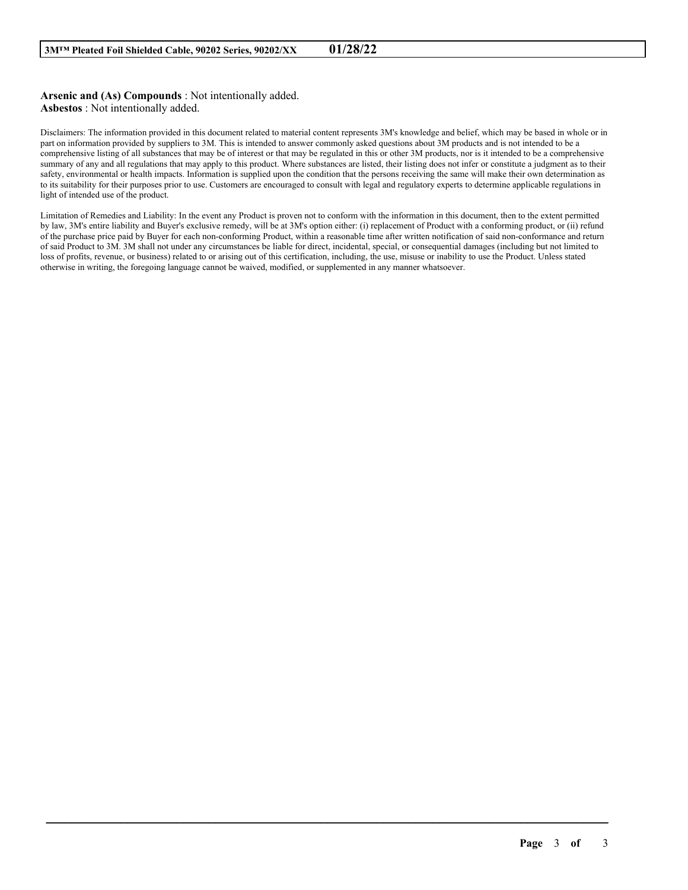**Arsenic and (As) Compounds** : Not intentionally added.
**Asbestos** : Not intentionally added.

Disclaimers: The information provided in this document related to material content represents 3M's knowledge and belief, which may be based in whole or in part on information provided by suppliers to 3M. This is intended to answer commonly asked questions about 3M products and is not intended to be a comprehensive listing of all substances that may be of interest or that may be regulated in this or other 3M products, nor is it intended to be a comprehensive summary of any and all regulations that may apply to this product. Where substances are listed, their listing does not infer or constitute a judgment as to their safety, environmental or health impacts. Information is supplied upon the condition that the persons receiving the same will make their own determination as to its suitability for their purposes prior to use. Customers are encouraged to consult with legal and regulatory experts to determine applicable regulations in light of intended use of the product.

Limitation of Remedies and Liability: In the event any Product is proven not to conform with the information in this document, then to the extent permitted by law, 3M's entire liability and Buyer's exclusive remedy, will be at 3M's option either: (i) replacement of Product with a conforming product, or (ii) refund of the purchase price paid by Buyer for each non-conforming Product, within a reasonable time after written notification of said non-conformance and return of said Product to 3M. 3M shall not under any circumstances be liable for direct, incidental, special, or consequential damages (including but not limited to loss of profits, revenue, or business) related to or arising out of this certification, including, the use, misuse or inability to use the Product. Unless stated otherwise in writing, the foregoing language cannot be waived, modified, or supplemented in any manner whatsoever.